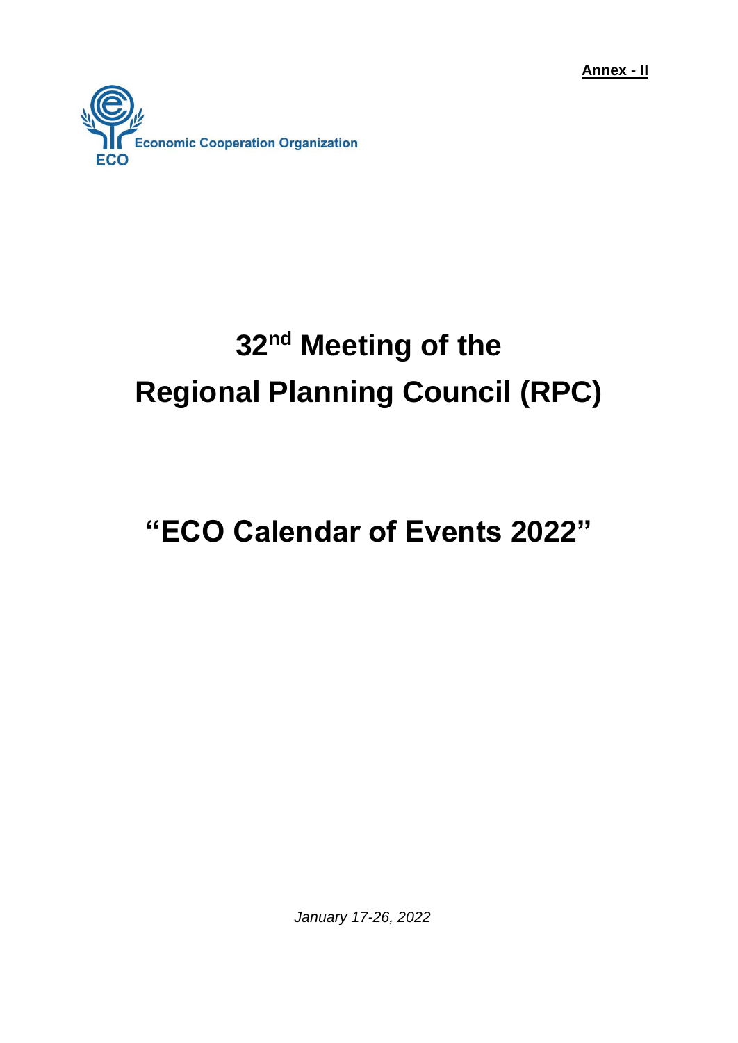**Annex - II**

Economic Cooperation Organization

ECO

# 32nd Meeting of the Regional Planning Council (RPC)

# "ECO Calendar of Events 2022"

*January 17-26, 2022*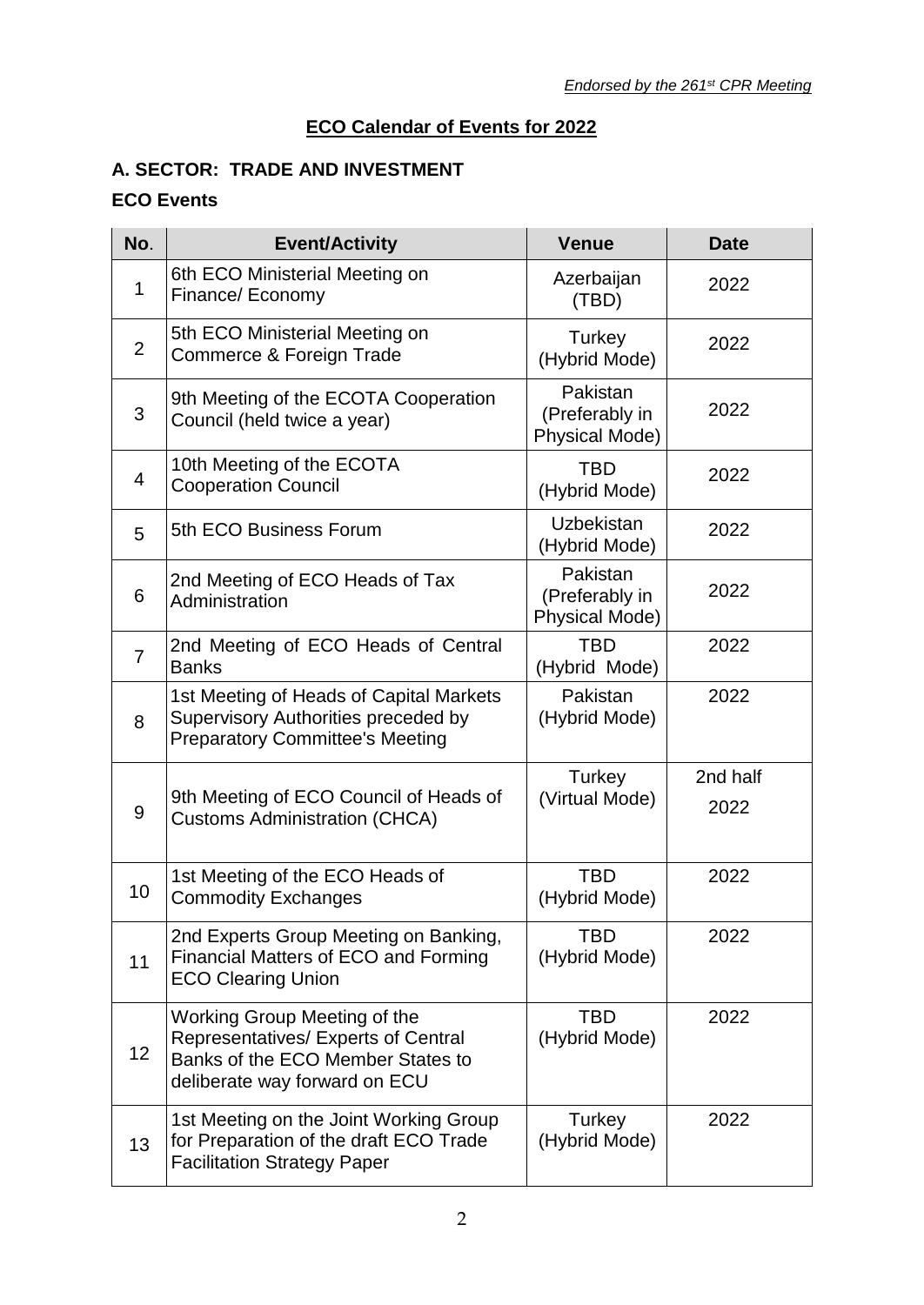*Endorsed by the 261st CPR Meeting*

## ECO Calendar of Events for 2022

### A. SECTOR: TRADE AND INVESTMENT

### ECO Events

| No. | Event/Activity | Venue | Date |
|---|---|---|---|
| 1 | 6th ECO Ministerial Meeting on Finance/ Economy | Azerbaijan (TBD) | 2022 |
| 2 | 5th ECO Ministerial Meeting on Commerce & Foreign Trade | Turkey (Hybrid Mode) | 2022 |
| 3 | 9th Meeting of the ECOTA Cooperation Council (held twice a year) | Pakistan (Preferably in Physical Mode) | 2022 |
| 4 | 10th Meeting of the ECOTA Cooperation Council | TBD (Hybrid Mode) | 2022 |
| 5 | 5th ECO Business Forum | Uzbekistan (Hybrid Mode) | 2022 |
| 6 | 2nd Meeting of ECO Heads of Tax Administration | Pakistan (Preferably in Physical Mode) | 2022 |
| 7 | 2nd Meeting of ECO Heads of Central Banks | TBD (Hybrid Mode) | 2022 |
| 8 | 1st Meeting of Heads of Capital Markets Supervisory Authorities preceded by Preparatory Committee's Meeting | Pakistan (Hybrid Mode) | 2022 |
| 9 | 9th Meeting of ECO Council of Heads of Customs Administration (CHCA) | Turkey (Virtual Mode) | 2nd half 2022 |
| 10 | 1st Meeting of the ECO Heads of Commodity Exchanges | TBD (Hybrid Mode) | 2022 |
| 11 | 2nd Experts Group Meeting on Banking, Financial Matters of ECO and Forming ECO Clearing Union | TBD (Hybrid Mode) | 2022 |
| 12 | Working Group Meeting of the Representatives/ Experts of Central Banks of the ECO Member States to deliberate way forward on ECU | TBD (Hybrid Mode) | 2022 |
| 13 | 1st Meeting on the Joint Working Group for Preparation of the draft ECO Trade Facilitation Strategy Paper | Turkey (Hybrid Mode) | 2022 |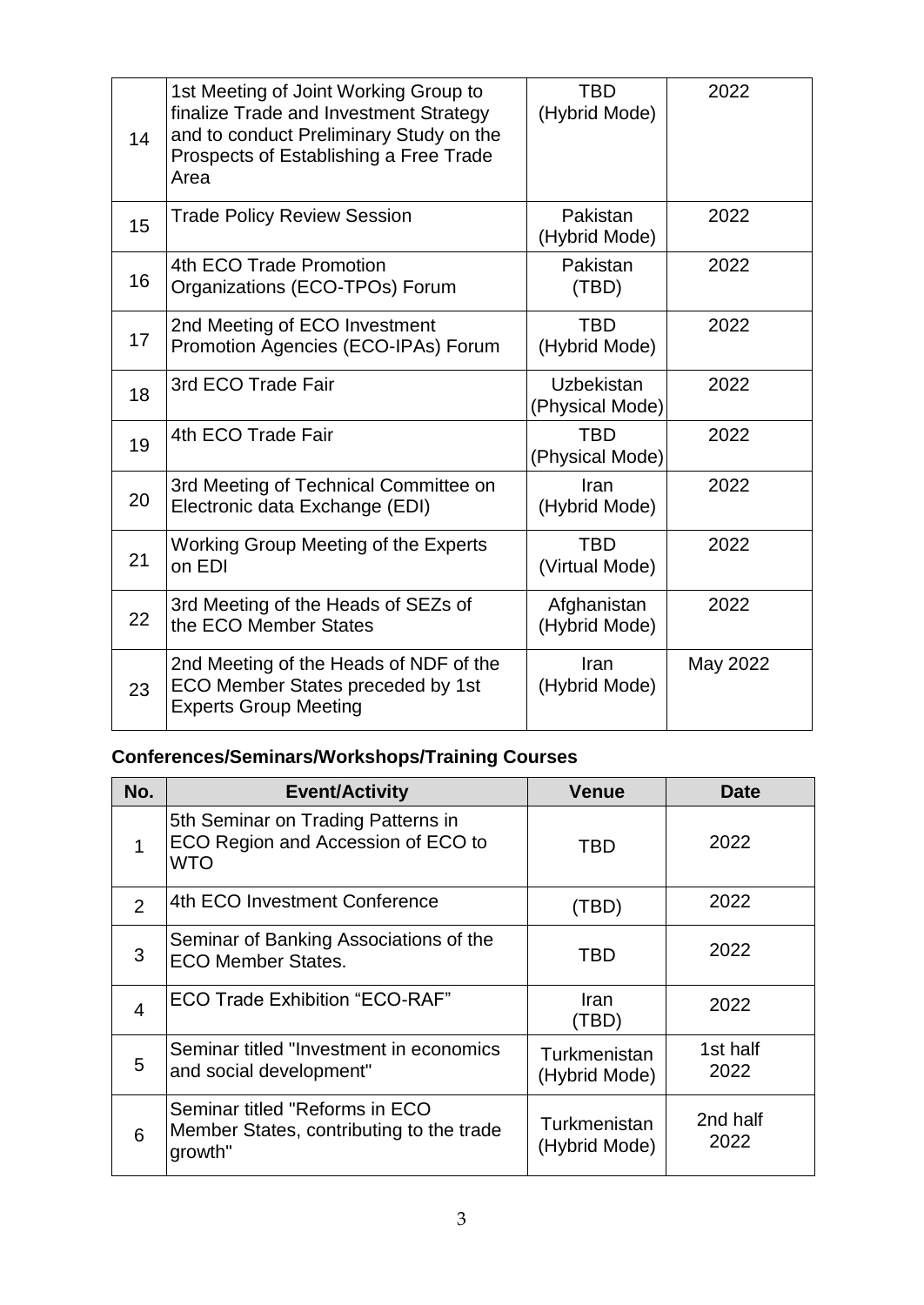| | | | |
|---|---|---|---|
| 14 | 1st Meeting of Joint Working Group to finalize Trade and Investment Strategy and to conduct Preliminary Study on the Prospects of Establishing a Free Trade Area | TBD (Hybrid Mode) | 2022 |
| 15 | Trade Policy Review Session | Pakistan (Hybrid Mode) | 2022 |
| 16 | 4th ECO Trade Promotion Organizations (ECO-TPOs) Forum | Pakistan (TBD) | 2022 |
| 17 | 2nd Meeting of ECO Investment Promotion Agencies (ECO-IPAs) Forum | TBD (Hybrid Mode) | 2022 |
| 18 | 3rd ECO Trade Fair | Uzbekistan (Physical Mode) | 2022 |
| 19 | 4th ECO Trade Fair | TBD (Physical Mode) | 2022 |
| 20 | 3rd Meeting of Technical Committee on Electronic data Exchange (EDI) | Iran (Hybrid Mode) | 2022 |
| 21 | Working Group Meeting of the Experts on EDI | TBD (Virtual Mode) | 2022 |
| 22 | 3rd Meeting of the Heads of SEZs of the ECO Member States | Afghanistan (Hybrid Mode) | 2022 |
| 23 | 2nd Meeting of the Heads of NDF of the ECO Member States preceded by 1st Experts Group Meeting | Iran (Hybrid Mode) | May 2022 |

**Conferences/Seminars/Workshops/Training Courses**

| No. | Event/Activity | Venue | Date |
|---|---|---|---|
| 1 | 5th Seminar on Trading Patterns in ECO Region and Accession of ECO to WTO | TBD | 2022 |
| 2 | 4th ECO Investment Conference | (TBD) | 2022 |
| 3 | Seminar of Banking Associations of the ECO Member States. | TBD | 2022 |
| 4 | ECO Trade Exhibition "ECO-RAF" | Iran (TBD) | 2022 |
| 5 | Seminar titled "Investment in economics and social development" | Turkmenistan (Hybrid Mode) | 1st half 2022 |
| 6 | Seminar titled "Reforms in ECO Member States, contributing to the trade growth" | Turkmenistan (Hybrid Mode) | 2nd half 2022 |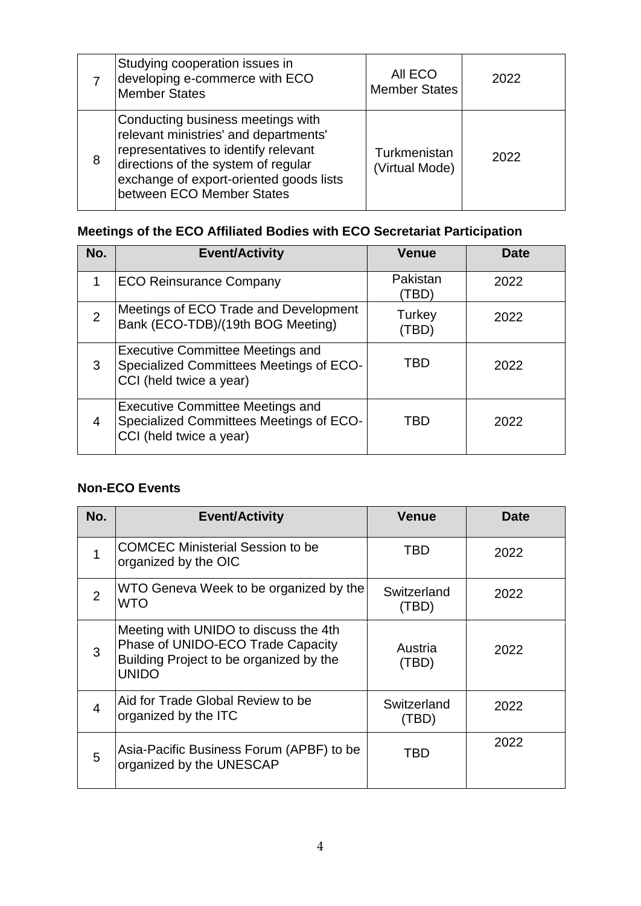| | | | |
|---|---|---|---|
| 7 | Studying cooperation issues in developing e-commerce with ECO Member States | All ECO Member States | 2022 |
| 8 | Conducting business meetings with relevant ministries' and departments' representatives to identify relevant directions of the system of regular exchange of export-oriented goods lists between ECO Member States | Turkmenistan (Virtual Mode) | 2022 |

**Meetings of the ECO Affiliated Bodies with ECO Secretariat Participation**

| No. | Event/Activity | Venue | Date |
|---|---|---|---|
| 1 | ECO Reinsurance Company | Pakistan (TBD) | 2022 |
| 2 | Meetings of ECO Trade and Development Bank (ECO-TDB)/(19th BOG Meeting) | Turkey (TBD) | 2022 |
| 3 | Executive Committee Meetings and Specialized Committees Meetings of ECO-CCI (held twice a year) | TBD | 2022 |
| 4 | Executive Committee Meetings and Specialized Committees Meetings of ECO-CCI (held twice a year) | TBD | 2022 |

**Non-ECO Events**

| No. | Event/Activity | Venue | Date |
|---|---|---|---|
| 1 | COMCEC Ministerial Session to be organized by the OIC | TBD | 2022 |
| 2 | WTO Geneva Week to be organized by the WTO | Switzerland (TBD) | 2022 |
| 3 | Meeting with UNIDO to discuss the 4th Phase of UNIDO-ECO Trade Capacity Building Project to be organized by the UNIDO | Austria (TBD) | 2022 |
| 4 | Aid for Trade Global Review to be organized by the ITC | Switzerland (TBD) | 2022 |
| 5 | Asia-Pacific Business Forum (APBF) to be organized by the UNESCAP | TBD | 2022 |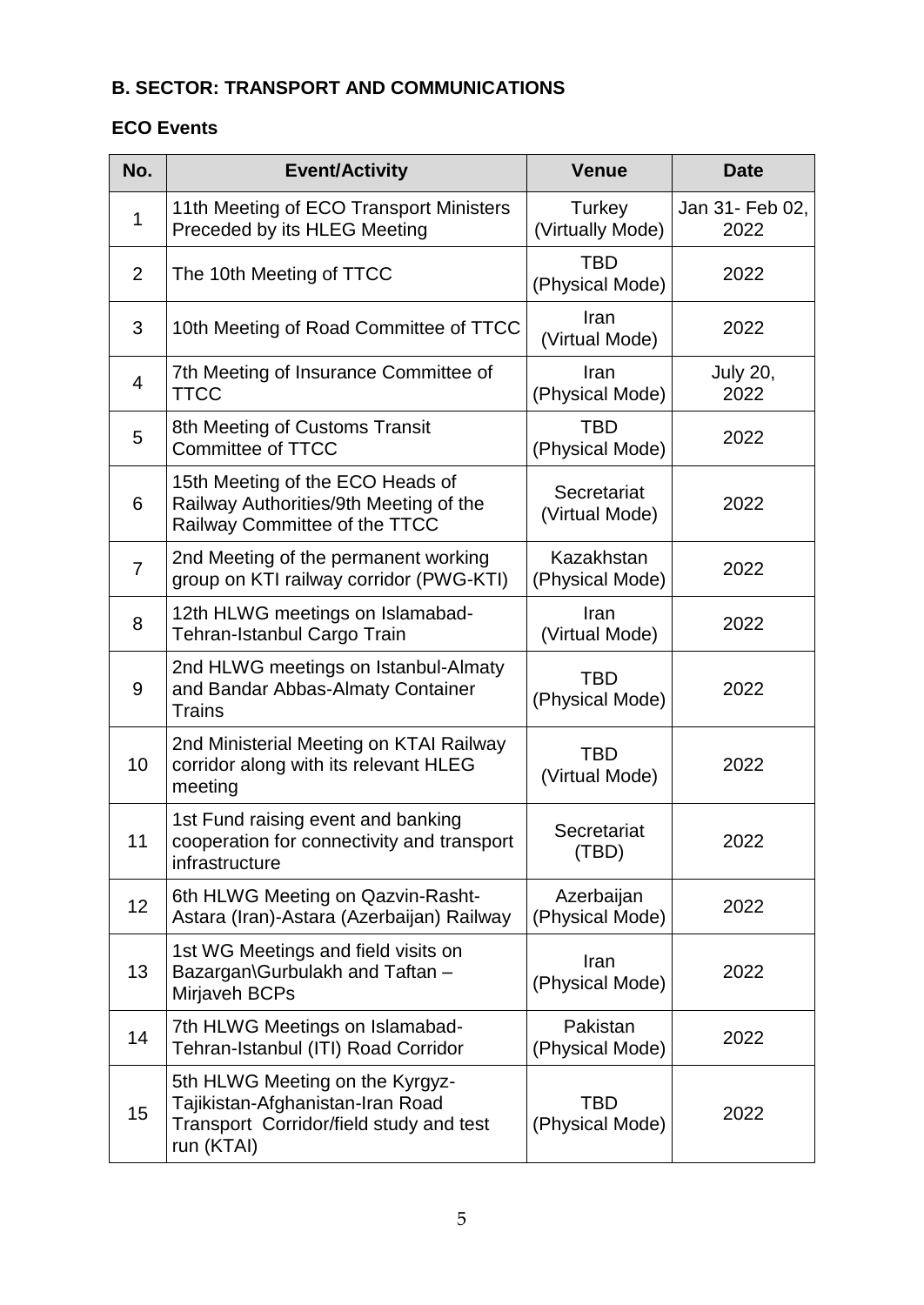### B. SECTOR: TRANSPORT AND COMMUNICATIONS

#### ECO Events

| No. | Event/Activity | Venue | Date |
|---|---|---|---|
| 1 | 11th Meeting of ECO Transport Ministers Preceded by its HLEG Meeting | Turkey (Virtually Mode) | Jan 31- Feb 02, 2022 |
| 2 | The 10th Meeting of TTCC | TBD (Physical Mode) | 2022 |
| 3 | 10th Meeting of Road Committee of TTCC | Iran (Virtual Mode) | 2022 |
| 4 | 7th Meeting of Insurance Committee of TTCC | Iran (Physical Mode) | July 20, 2022 |
| 5 | 8th Meeting of Customs Transit Committee of TTCC | TBD (Physical Mode) | 2022 |
| 6 | 15th Meeting of the ECO Heads of Railway Authorities/9th Meeting of the Railway Committee of the TTCC | Secretariat (Virtual Mode) | 2022 |
| 7 | 2nd Meeting of the permanent working group on KTI railway corridor (PWG-KTI) | Kazakhstan (Physical Mode) | 2022 |
| 8 | 12th HLWG meetings on Islamabad-Tehran-Istanbul Cargo Train | Iran (Virtual Mode) | 2022 |
| 9 | 2nd HLWG meetings on Istanbul-Almaty and Bandar Abbas-Almaty Container Trains | TBD (Physical Mode) | 2022 |
| 10 | 2nd Ministerial Meeting on KTAI Railway corridor along with its relevant HLEG meeting | TBD (Virtual Mode) | 2022 |
| 11 | 1st Fund raising event and banking cooperation for connectivity and transport infrastructure | Secretariat (TBD) | 2022 |
| 12 | 6th HLWG Meeting on Qazvin-Rasht-Astara (Iran)-Astara (Azerbaijan) Railway | Azerbaijan (Physical Mode) | 2022 |
| 13 | 1st WG Meetings and field visits on Bazargan\Gurbulakh and Taftan – Mirjaveh BCPs | Iran (Physical Mode) | 2022 |
| 14 | 7th HLWG Meetings on Islamabad-Tehran-Istanbul (ITI) Road Corridor | Pakistan (Physical Mode) | 2022 |
| 15 | 5th HLWG Meeting on the Kyrgyz-Tajikistan-Afghanistan-Iran Road Transport Corridor/field study and test run (KTAI) | TBD (Physical Mode) | 2022 |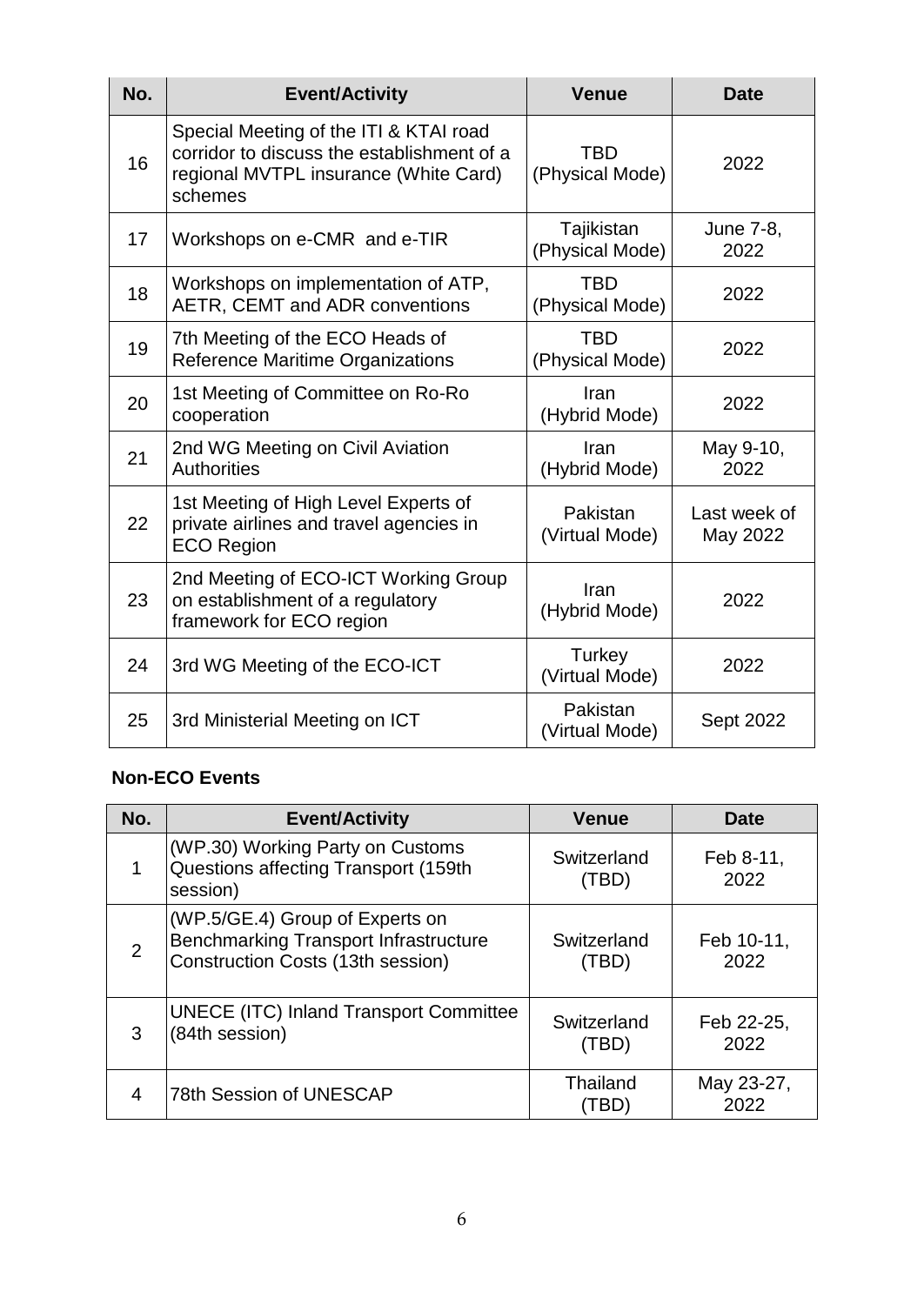| No. | Event/Activity | Venue | Date |
|---|---|---|---|
| 16 | Special Meeting of the ITI & KTAI road corridor to discuss the establishment of a regional MVTPL insurance (White Card) schemes | TBD (Physical Mode) | 2022 |
| 17 | Workshops on e-CMR and e-TIR | Tajikistan (Physical Mode) | June 7-8, 2022 |
| 18 | Workshops on implementation of ATP, AETR, CEMT and ADR conventions | TBD (Physical Mode) | 2022 |
| 19 | 7th Meeting of the ECO Heads of Reference Maritime Organizations | TBD (Physical Mode) | 2022 |
| 20 | 1st Meeting of Committee on Ro-Ro cooperation | Iran (Hybrid Mode) | 2022 |
| 21 | 2nd WG Meeting on Civil Aviation Authorities | Iran (Hybrid Mode) | May 9-10, 2022 |
| 22 | 1st Meeting of High Level Experts of private airlines and travel agencies in ECO Region | Pakistan (Virtual Mode) | Last week of May 2022 |
| 23 | 2nd Meeting of ECO-ICT Working Group on establishment of a regulatory framework for ECO region | Iran (Hybrid Mode) | 2022 |
| 24 | 3rd WG Meeting of the ECO-ICT | Turkey (Virtual Mode) | 2022 |
| 25 | 3rd Ministerial Meeting on ICT | Pakistan (Virtual Mode) | Sept 2022 |

**Non-ECO Events**

| No. | Event/Activity | Venue | Date |
|---|---|---|---|
| 1 | (WP.30) Working Party on Customs Questions affecting Transport (159th session) | Switzerland (TBD) | Feb 8-11, 2022 |
| 2 | (WP.5/GE.4) Group of Experts on Benchmarking Transport Infrastructure Construction Costs (13th session) | Switzerland (TBD) | Feb 10-11, 2022 |
| 3 | UNECE (ITC) Inland Transport Committee (84th session) | Switzerland (TBD) | Feb 22-25, 2022 |
| 4 | 78th Session of UNESCAP | Thailand (TBD) | May 23-27, 2022 |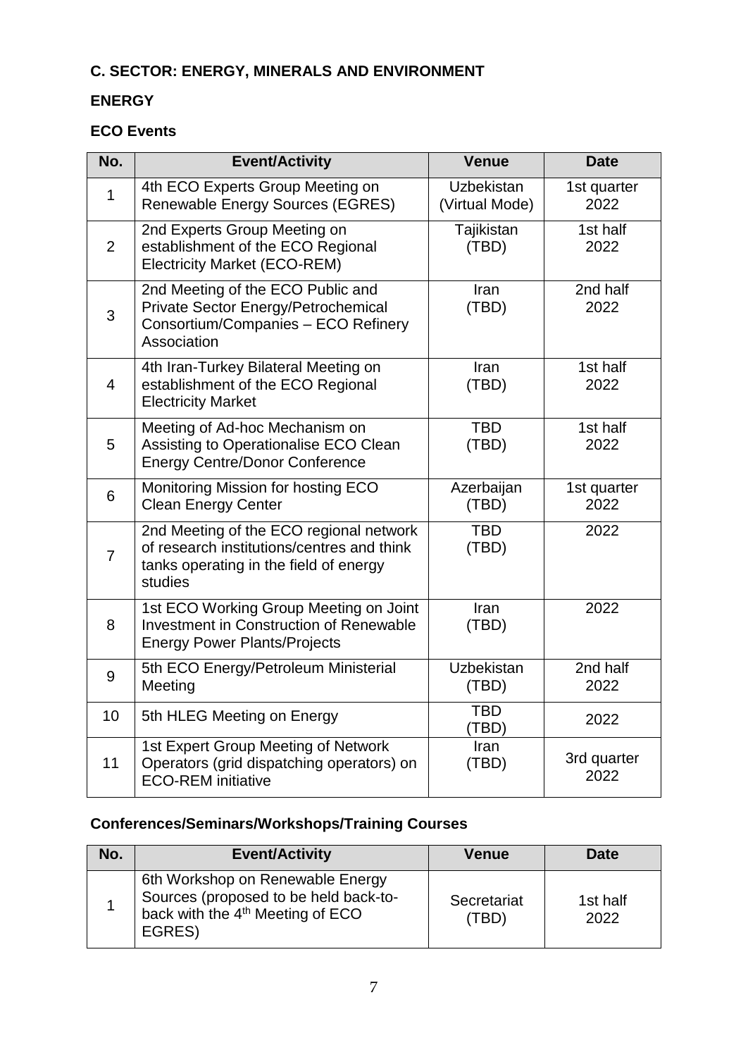## C. SECTOR: ENERGY, MINERALS AND ENVIRONMENT

### ENERGY

#### ECO Events

| No. | Event/Activity | Venue | Date |
|---|---|---|---|
| 1 | 4th ECO Experts Group Meeting on Renewable Energy Sources (EGRES) | Uzbekistan (Virtual Mode) | 1st quarter 2022 |
| 2 | 2nd Experts Group Meeting on establishment of the ECO Regional Electricity Market (ECO-REM) | Tajikistan (TBD) | 1st half 2022 |
| 3 | 2nd Meeting of the ECO Public and Private Sector Energy/Petrochemical Consortium/Companies – ECO Refinery Association | Iran (TBD) | 2nd half 2022 |
| 4 | 4th Iran-Turkey Bilateral Meeting on establishment of the ECO Regional Electricity Market | Iran (TBD) | 1st half 2022 |
| 5 | Meeting of Ad-hoc Mechanism on Assisting to Operationalise ECO Clean Energy Centre/Donor Conference | TBD (TBD) | 1st half 2022 |
| 6 | Monitoring Mission for hosting ECO Clean Energy Center | Azerbaijan (TBD) | 1st quarter 2022 |
| 7 | 2nd Meeting of the ECO regional network of research institutions/centres and think tanks operating in the field of energy studies | TBD (TBD) | 2022 |
| 8 | 1st ECO Working Group Meeting on Joint Investment in Construction of Renewable Energy Power Plants/Projects | Iran (TBD) | 2022 |
| 9 | 5th ECO Energy/Petroleum Ministerial Meeting | Uzbekistan (TBD) | 2nd half 2022 |
| 10 | 5th HLEG Meeting on Energy | TBD (TBD) | 2022 |
| 11 | 1st Expert Group Meeting of Network Operators (grid dispatching operators) on ECO-REM initiative | Iran (TBD) | 3rd quarter 2022 |

#### Conferences/Seminars/Workshops/Training Courses

| No. | Event/Activity | Venue | Date |
|---|---|---|---|
| 1 | 6th Workshop on Renewable Energy Sources (proposed to be held back-to-back with the 4th Meeting of ECO EGRES) | Secretariat (TBD) | 1st half 2022 |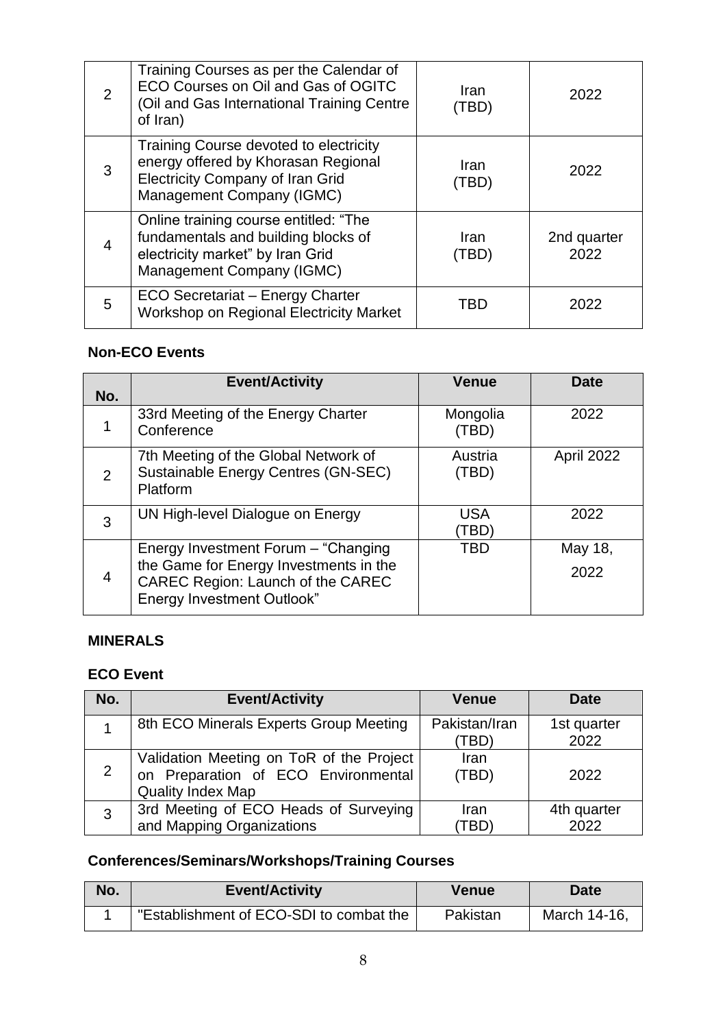| | | | |
|---|---|---|---|
| 2 | Training Courses as per the Calendar of ECO Courses on Oil and Gas of OGITC (Oil and Gas International Training Centre of Iran) | Iran (TBD) | 2022 |
| 3 | Training Course devoted to electricity energy offered by Khorasan Regional Electricity Company of Iran Grid Management Company (IGMC) | Iran (TBD) | 2022 |
| 4 | Online training course entitled: "The fundamentals and building blocks of electricity market" by Iran Grid Management Company (IGMC) | Iran (TBD) | 2nd quarter 2022 |
| 5 | ECO Secretariat – Energy Charter Workshop on Regional Electricity Market | TBD | 2022 |

**Non-ECO Events**

| No. | Event/Activity | Venue | Date |
|---|---|---|---|
| 1 | 33rd Meeting of the Energy Charter Conference | Mongolia (TBD) | 2022 |
| 2 | 7th Meeting of the Global Network of Sustainable Energy Centres (GN-SEC) Platform | Austria (TBD) | April 2022 |
| 3 | UN High-level Dialogue on Energy | USA (TBD) | 2022 |
| 4 | Energy Investment Forum – "Changing the Game for Energy Investments in the CAREC Region: Launch of the CAREC Energy Investment Outlook" | TBD | May 18, 2022 |

**MINERALS**

**ECO Event**

| No. | Event/Activity | Venue | Date |
|---|---|---|---|
| 1 | 8th ECO Minerals Experts Group Meeting | Pakistan/Iran (TBD) | 1st quarter 2022 |
| 2 | Validation Meeting on ToR of the Project on Preparation of ECO Environmental Quality Index Map | Iran (TBD) | 2022 |
| 3 | 3rd Meeting of ECO Heads of Surveying and Mapping Organizations | Iran (TBD) | 4th quarter 2022 |

**Conferences/Seminars/Workshops/Training Courses**

| No. | Event/Activity | Venue | Date |
|---|---|---|---|
| 1 | "Establishment of ECO-SDI to combat the | Pakistan | March 14-16, |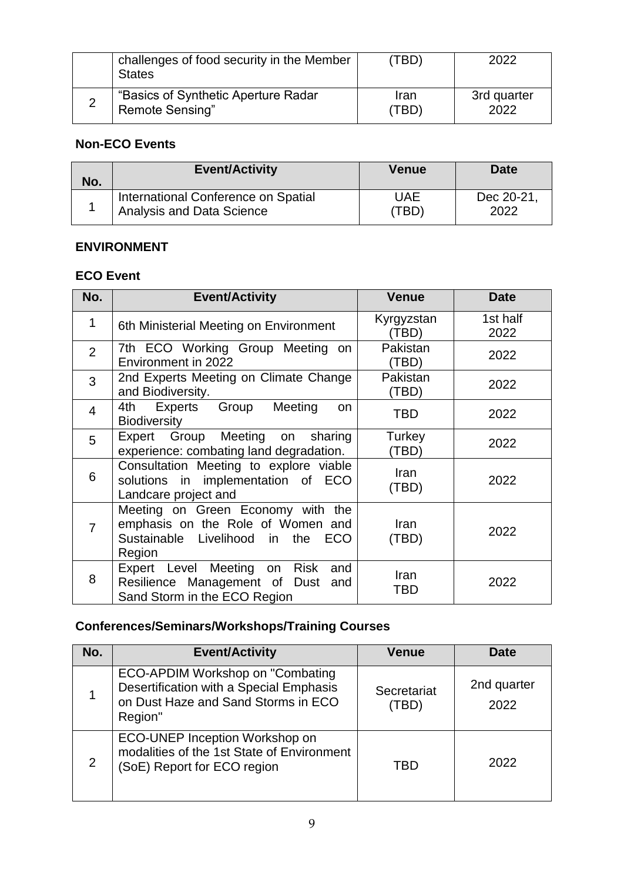|  | challenges of food security in the Member States | (TBD) | 2022 |
|---|---|---|---|
| 2 | "Basics of Synthetic Aperture Radar Remote Sensing" | Iran (TBD) | 3rd quarter 2022 |

**Non-ECO Events**

| No. | Event/Activity | Venue | Date |
|---|---|---|---|
| 1 | International Conference on Spatial Analysis and Data Science | UAE (TBD) | Dec 20-21, 2022 |

**ENVIRONMENT**

**ECO Event**

| No. | Event/Activity | Venue | Date |
|---|---|---|---|
| 1 | 6th Ministerial Meeting on Environment | Kyrgyzstan (TBD) | 1st half 2022 |
| 2 | 7th ECO Working Group Meeting on Environment in 2022 | Pakistan (TBD) | 2022 |
| 3 | 2nd Experts Meeting on Climate Change and Biodiversity. | Pakistan (TBD) | 2022 |
| 4 | 4th Experts Group Meeting on Biodiversity | TBD | 2022 |
| 5 | Expert Group Meeting on sharing experience: combating land degradation. | Turkey (TBD) | 2022 |
| 6 | Consultation Meeting to explore viable solutions in implementation of ECO Landcare project and | Iran (TBD) | 2022 |
| 7 | Meeting on Green Economy with the emphasis on the Role of Women and Sustainable Livelihood in the ECO Region | Iran (TBD) | 2022 |
| 8 | Expert Level Meeting on Risk and Resilience Management of Dust and Sand Storm in the ECO Region | Iran TBD | 2022 |

**Conferences/Seminars/Workshops/Training Courses**

| No. | Event/Activity | Venue | Date |
|---|---|---|---|
| 1 | ECO-APDIM Workshop on "Combating Desertification with a Special Emphasis on Dust Haze and Sand Storms in ECO Region" | Secretariat (TBD) | 2nd quarter 2022 |
| 2 | ECO-UNEP Inception Workshop on modalities of the 1st State of Environment (SoE) Report for ECO region | TBD | 2022 |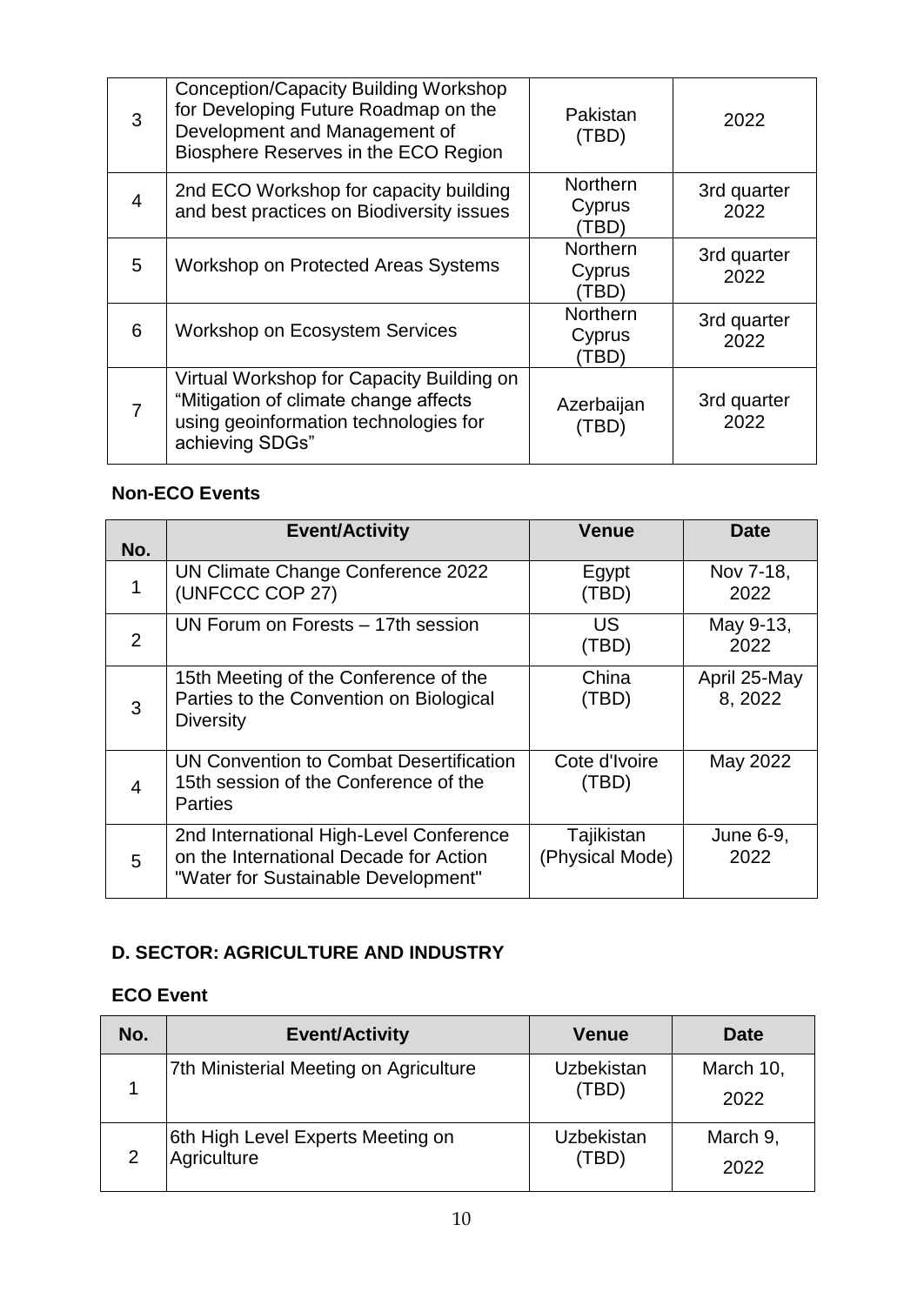| | | | |
|---|---|---|---|
| 3 | Conception/Capacity Building Workshop for Developing Future Roadmap on the Development and Management of Biosphere Reserves in the ECO Region | Pakistan (TBD) | 2022 |
| 4 | 2nd ECO Workshop for capacity building and best practices on Biodiversity issues | Northern Cyprus (TBD) | 3rd quarter 2022 |
| 5 | Workshop on Protected Areas Systems | Northern Cyprus (TBD) | 3rd quarter 2022 |
| 6 | Workshop on Ecosystem Services | Northern Cyprus (TBD) | 3rd quarter 2022 |
| 7 | Virtual Workshop for Capacity Building on "Mitigation of climate change affects using geoinformation technologies for achieving SDGs" | Azerbaijan (TBD) | 3rd quarter 2022 |

**Non-ECO Events**

| No. | Event/Activity | Venue | Date |
|---|---|---|---|
| 1 | UN Climate Change Conference 2022 (UNFCCC COP 27) | Egypt (TBD) | Nov 7-18, 2022 |
| 2 | UN Forum on Forests – 17th session | US (TBD) | May 9-13, 2022 |
| 3 | 15th Meeting of the Conference of the Parties to the Convention on Biological Diversity | China (TBD) | April 25-May 8, 2022 |
| 4 | UN Convention to Combat Desertification 15th session of the Conference of the Parties | Cote d'Ivoire (TBD) | May 2022 |
| 5 | 2nd International High-Level Conference on the International Decade for Action "Water for Sustainable Development" | Tajikistan (Physical Mode) | June 6-9, 2022 |

## D. SECTOR: AGRICULTURE AND INDUSTRY

**ECO Event**

| No. | Event/Activity | Venue | Date |
|---|---|---|---|
| 1 | 7th Ministerial Meeting on Agriculture | Uzbekistan (TBD) | March 10, 2022 |
| 2 | 6th High Level Experts Meeting on Agriculture | Uzbekistan (TBD) | March 9, 2022 |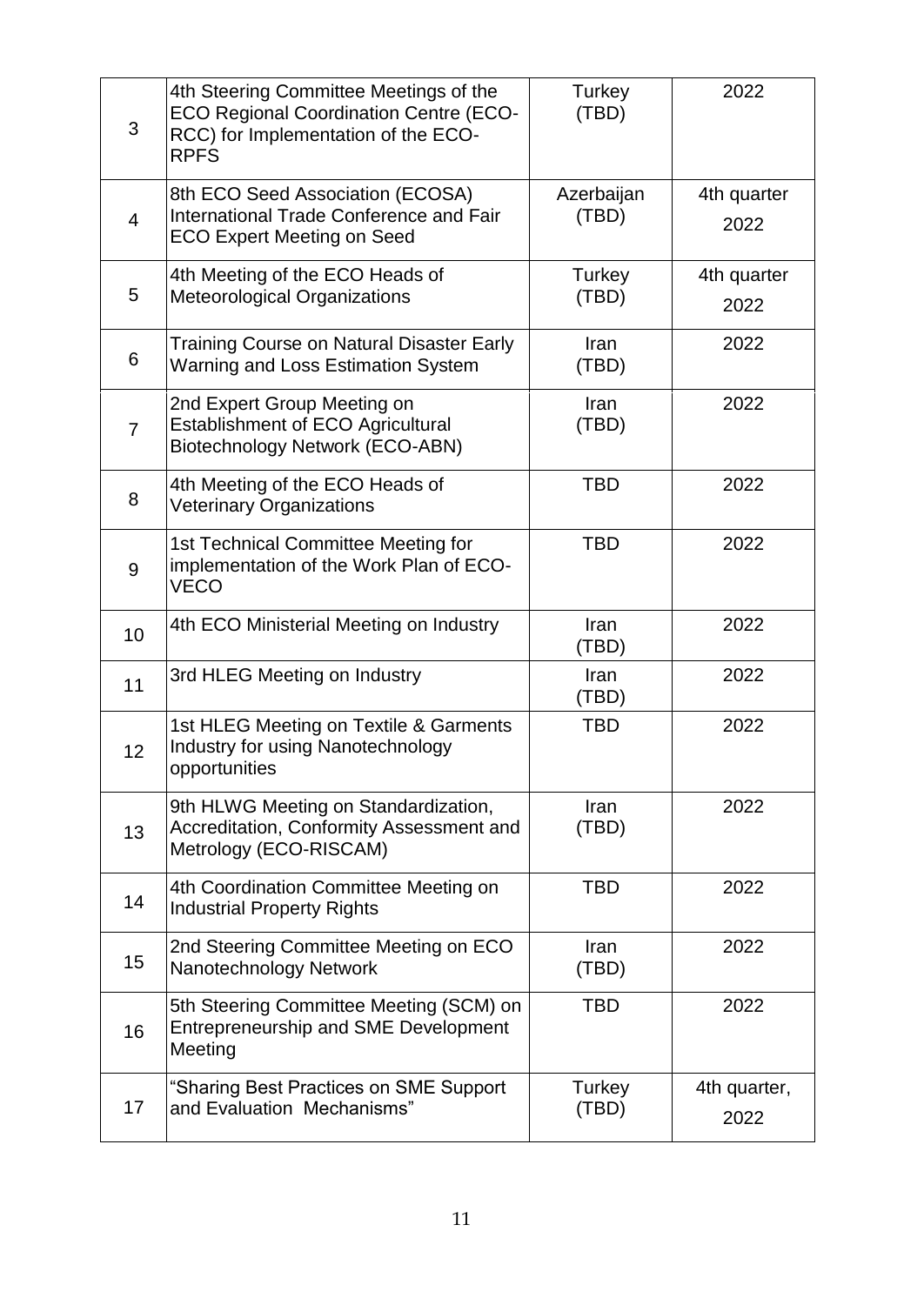| | | | |
|---|---|---|---|
| 3 | 4th Steering Committee Meetings of the ECO Regional Coordination Centre (ECO-RCC) for Implementation of the ECO-RPFS | Turkey (TBD) | 2022 |
| 4 | 8th ECO Seed Association (ECOSA) International Trade Conference and Fair ECO Expert Meeting on Seed | Azerbaijan (TBD) | 4th quarter 2022 |
| 5 | 4th Meeting of the ECO Heads of Meteorological Organizations | Turkey (TBD) | 4th quarter 2022 |
| 6 | Training Course on Natural Disaster Early Warning and Loss Estimation System | Iran (TBD) | 2022 |
| 7 | 2nd Expert Group Meeting on Establishment of ECO Agricultural Biotechnology Network (ECO-ABN) | Iran (TBD) | 2022 |
| 8 | 4th Meeting of the ECO Heads of Veterinary Organizations | TBD | 2022 |
| 9 | 1st Technical Committee Meeting for implementation of the Work Plan of ECO-VECO | TBD | 2022 |
| 10 | 4th ECO Ministerial Meeting on Industry | Iran (TBD) | 2022 |
| 11 | 3rd HLEG Meeting on Industry | Iran (TBD) | 2022 |
| 12 | 1st HLEG Meeting on Textile & Garments Industry for using Nanotechnology opportunities | TBD | 2022 |
| 13 | 9th HLWG Meeting on Standardization, Accreditation, Conformity Assessment and Metrology (ECO-RISCAM) | Iran (TBD) | 2022 |
| 14 | 4th Coordination Committee Meeting on Industrial Property Rights | TBD | 2022 |
| 15 | 2nd Steering Committee Meeting on ECO Nanotechnology Network | Iran (TBD) | 2022 |
| 16 | 5th Steering Committee Meeting (SCM) on Entrepreneurship and SME Development Meeting | TBD | 2022 |
| 17 | "Sharing Best Practices on SME Support and Evaluation Mechanisms" | Turkey (TBD) | 4th quarter, 2022 |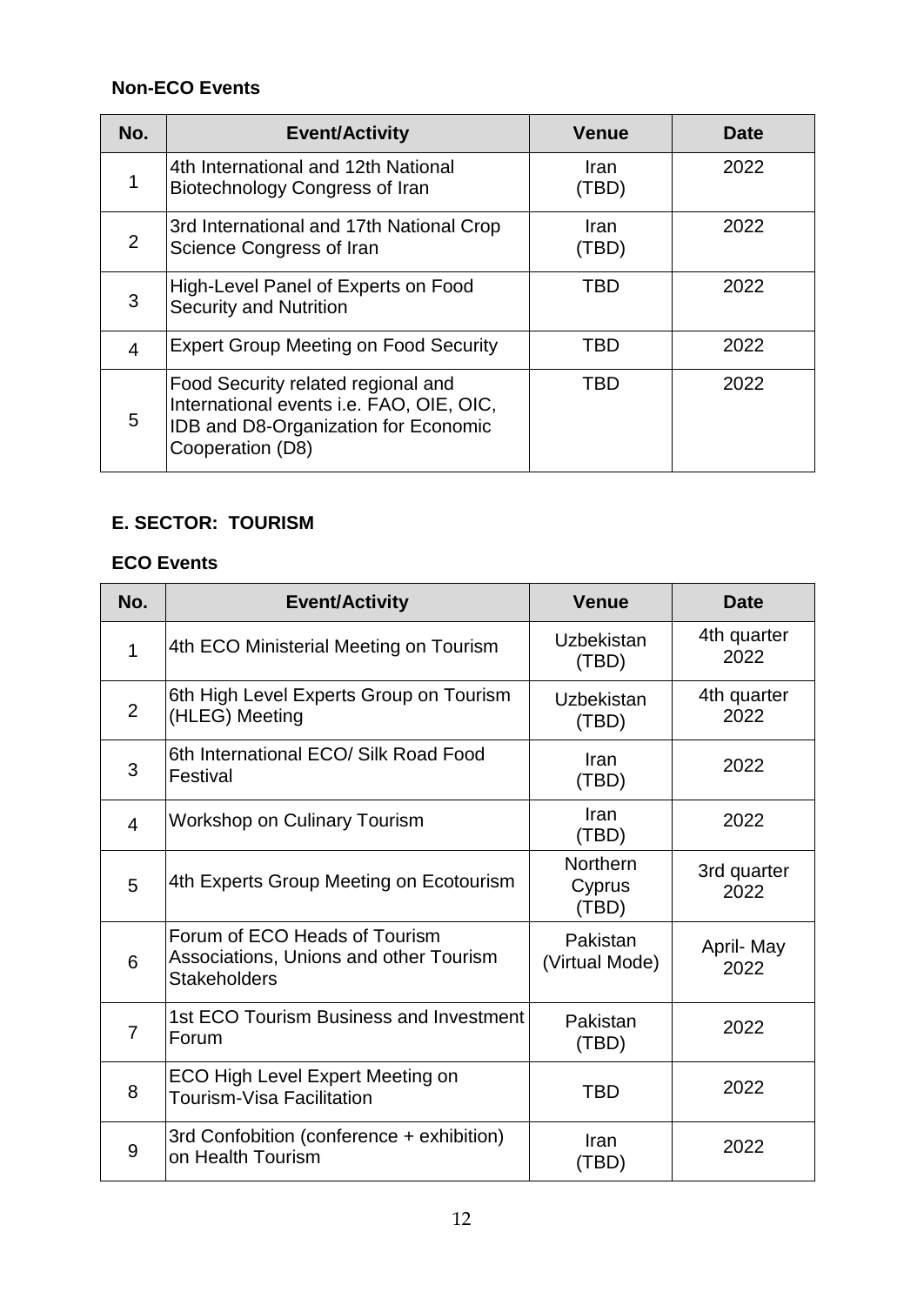**Non-ECO Events**

| No. | Event/Activity | Venue | Date |
|---|---|---|---|
| 1 | 4th International and 12th National Biotechnology Congress of Iran | Iran (TBD) | 2022 |
| 2 | 3rd International and 17th National Crop Science Congress of Iran | Iran (TBD) | 2022 |
| 3 | High-Level Panel of Experts on Food Security and Nutrition | TBD | 2022 |
| 4 | Expert Group Meeting on Food Security | TBD | 2022 |
| 5 | Food Security related regional and International events i.e. FAO, OIE, OIC, IDB and D8-Organization for Economic Cooperation (D8) | TBD | 2022 |

**E. SECTOR: TOURISM**

**ECO Events**

| No. | Event/Activity | Venue | Date |
|---|---|---|---|
| 1 | 4th ECO Ministerial Meeting on Tourism | Uzbekistan (TBD) | 4th quarter 2022 |
| 2 | 6th High Level Experts Group on Tourism (HLEG) Meeting | Uzbekistan (TBD) | 4th quarter 2022 |
| 3 | 6th International ECO/ Silk Road Food Festival | Iran (TBD) | 2022 |
| 4 | Workshop on Culinary Tourism | Iran (TBD) | 2022 |
| 5 | 4th Experts Group Meeting on Ecotourism | Northern Cyprus (TBD) | 3rd quarter 2022 |
| 6 | Forum of ECO Heads of Tourism Associations, Unions and other Tourism Stakeholders | Pakistan (Virtual Mode) | April- May 2022 |
| 7 | 1st ECO Tourism Business and Investment Forum | Pakistan (TBD) | 2022 |
| 8 | ECO High Level Expert Meeting on Tourism-Visa Facilitation | TBD | 2022 |
| 9 | 3rd Confobition (conference + exhibition) on Health Tourism | Iran (TBD) | 2022 |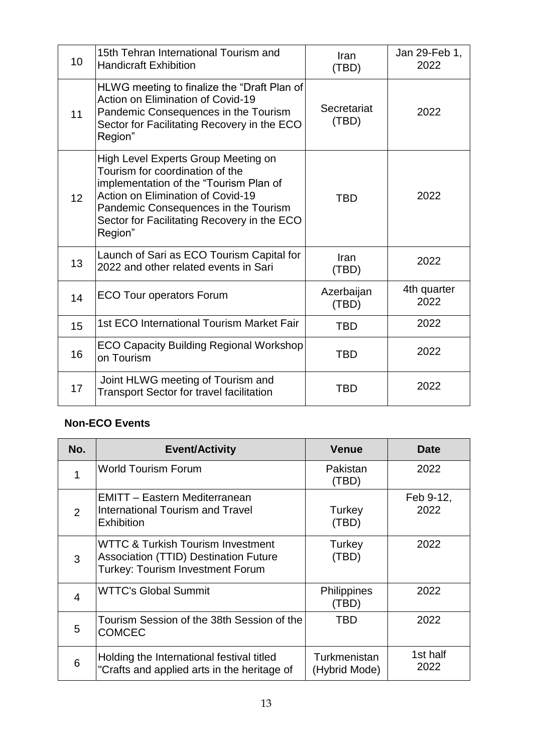| | | | |
|---|---|---|---|
| 10 | 15th Tehran International Tourism and Handicraft Exhibition | Iran (TBD) | Jan 29-Feb 1, 2022 |
| 11 | HLWG meeting to finalize the "Draft Plan of Action on Elimination of Covid-19 Pandemic Consequences in the Tourism Sector for Facilitating Recovery in the ECO Region" | Secretariat (TBD) | 2022 |
| 12 | High Level Experts Group Meeting on Tourism for coordination of the implementation of the "Tourism Plan of Action on Elimination of Covid-19 Pandemic Consequences in the Tourism Sector for Facilitating Recovery in the ECO Region" | TBD | 2022 |
| 13 | Launch of Sari as ECO Tourism Capital for 2022 and other related events in Sari | Iran (TBD) | 2022 |
| 14 | ECO Tour operators Forum | Azerbaijan (TBD) | 4th quarter 2022 |
| 15 | 1st ECO International Tourism Market Fair | TBD | 2022 |
| 16 | ECO Capacity Building Regional Workshop on Tourism | TBD | 2022 |
| 17 | Joint HLWG meeting of Tourism and Transport Sector for travel facilitation | TBD | 2022 |

**Non-ECO Events**

| No. | Event/Activity | Venue | Date |
|---|---|---|---|
| 1 | World Tourism Forum | Pakistan (TBD) | 2022 |
| 2 | EMITT – Eastern Mediterranean International Tourism and Travel Exhibition | Turkey (TBD) | Feb 9-12, 2022 |
| 3 | WTTC & Turkish Tourism Investment Association (TTID) Destination Future Turkey: Tourism Investment Forum | Turkey (TBD) | 2022 |
| 4 | WTTC's Global Summit | Philippines (TBD) | 2022 |
| 5 | Tourism Session of the 38th Session of the COMCEC | TBD | 2022 |
| 6 | Holding the International festival titled "Crafts and applied arts in the heritage of | Turkmenistan (Hybrid Mode) | 1st half 2022 |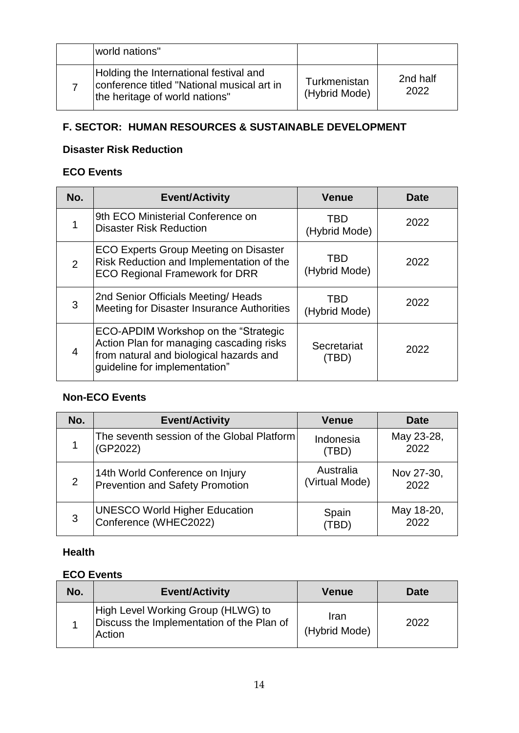| | world nations" | | |
|---|---|---|---|
| 7 | Holding the International festival and conference titled "National musical art in the heritage of world nations" | Turkmenistan (Hybrid Mode) | 2nd half 2022 |

## F. SECTOR: HUMAN RESOURCES & SUSTAINABLE DEVELOPMENT

### Disaster Risk Reduction

#### ECO Events

| No. | Event/Activity | Venue | Date |
|---|---|---|---|
| 1 | 9th ECO Ministerial Conference on Disaster Risk Reduction | TBD (Hybrid Mode) | 2022 |
| 2 | ECO Experts Group Meeting on Disaster Risk Reduction and Implementation of the ECO Regional Framework for DRR | TBD (Hybrid Mode) | 2022 |
| 3 | 2nd Senior Officials Meeting/ Heads Meeting for Disaster Insurance Authorities | TBD (Hybrid Mode) | 2022 |
| 4 | ECO-APDIM Workshop on the "Strategic Action Plan for managing cascading risks from natural and biological hazards and guideline for implementation" | Secretariat (TBD) | 2022 |

#### Non-ECO Events

| No. | Event/Activity | Venue | Date |
|---|---|---|---|
| 1 | The seventh session of the Global Platform (GP2022) | Indonesia (TBD) | May 23-28, 2022 |
| 2 | 14th World Conference on Injury Prevention and Safety Promotion | Australia (Virtual Mode) | Nov 27-30, 2022 |
| 3 | UNESCO World Higher Education Conference (WHEC2022) | Spain (TBD) | May 18-20, 2022 |

### Health

#### ECO Events

| No. | Event/Activity | Venue | Date |
|---|---|---|---|
| 1 | High Level Working Group (HLWG) to Discuss the Implementation of the Plan of Action | Iran (Hybrid Mode) | 2022 |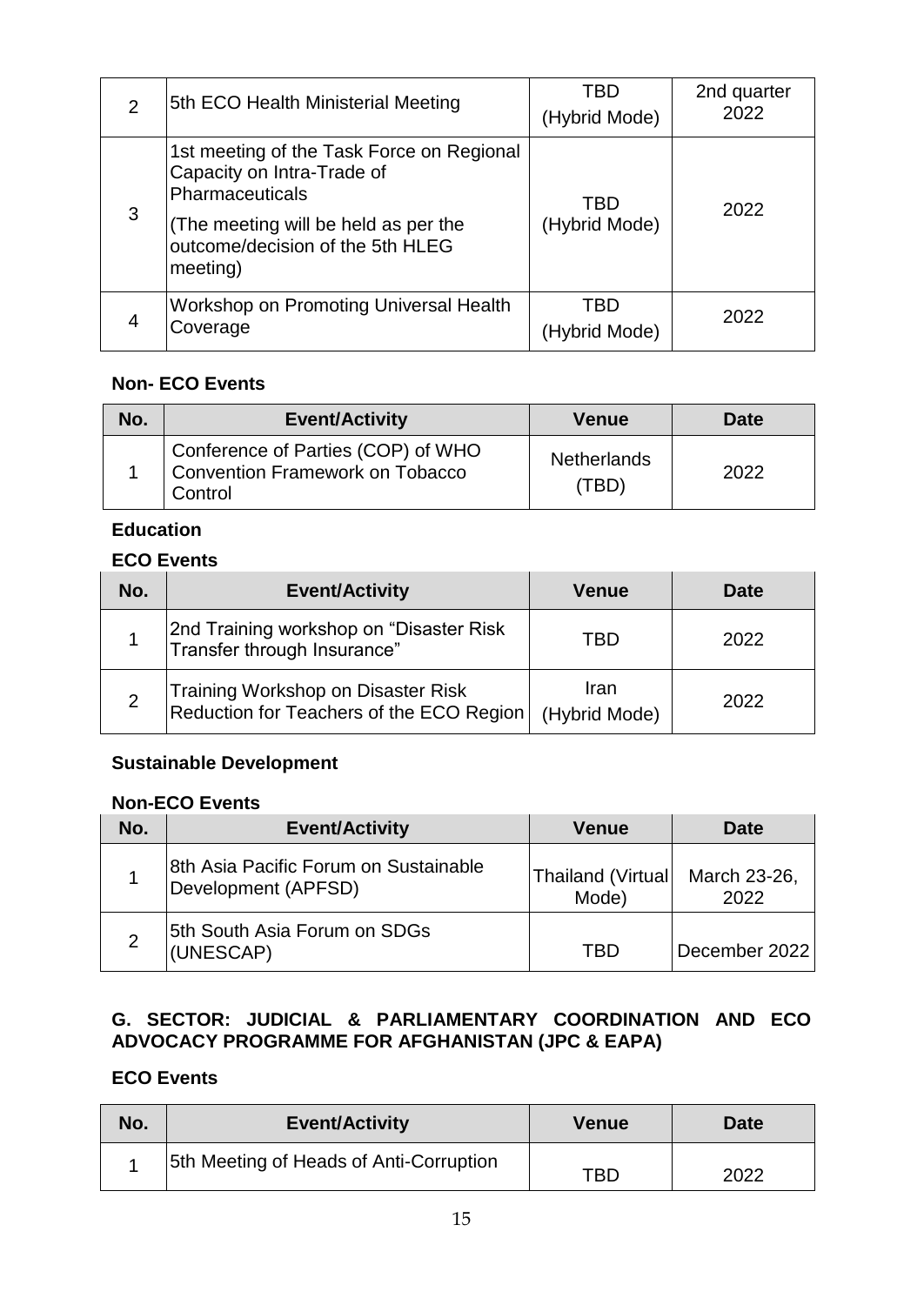| No. | Event/Activity | Venue | Date |
|---|---|---|---|
| 2 | 5th ECO Health Ministerial Meeting | TBD (Hybrid Mode) | 2nd quarter 2022 |
| 3 | 1st meeting of the Task Force on Regional Capacity on Intra-Trade of Pharmaceuticals<br>(The meeting will be held as per the outcome/decision of the 5th HLEG meeting) | TBD (Hybrid Mode) | 2022 |
| 4 | Workshop on Promoting Universal Health Coverage | TBD (Hybrid Mode) | 2022 |

**Non- ECO Events**

| No. | Event/Activity | Venue | Date |
|---|---|---|---|
| 1 | Conference of Parties (COP) of WHO Convention Framework on Tobacco Control | Netherlands (TBD) | 2022 |

**Education**

**ECO Events**

| No. | Event/Activity | Venue | Date |
|---|---|---|---|
| 1 | 2nd Training workshop on "Disaster Risk Transfer through Insurance" | TBD | 2022 |
| 2 | Training Workshop on Disaster Risk Reduction for Teachers of the ECO Region | Iran (Hybrid Mode) | 2022 |

**Sustainable Development**

**Non-ECO Events**

| No. | Event/Activity | Venue | Date |
|---|---|---|---|
| 1 | 8th Asia Pacific Forum on Sustainable Development (APFSD) | Thailand (Virtual Mode) | March 23-26, 2022 |
| 2 | 5th South Asia Forum on SDGs (UNESCAP) | TBD | December 2022 |

**G. SECTOR: JUDICIAL & PARLIAMENTARY COORDINATION AND ECO ADVOCACY PROGRAMME FOR AFGHANISTAN (JPC & EAPA)**

**ECO Events**

| No. | Event/Activity | Venue | Date |
|---|---|---|---|
| 1 | 5th Meeting of Heads of Anti-Corruption | TBD | 2022 |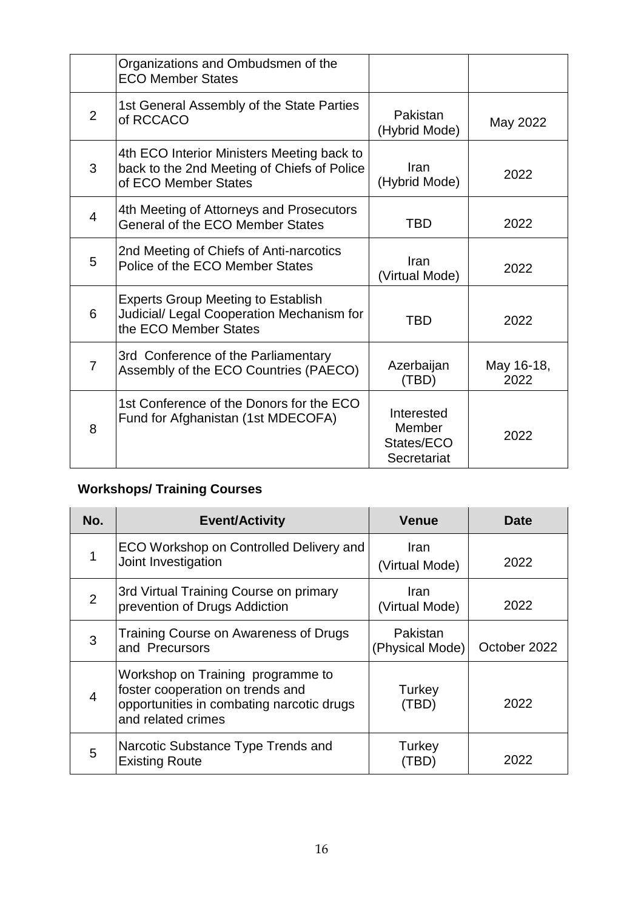| | | | |
|---|---|---|---|
| | Organizations and Ombudsmen of the ECO Member States | | |
| 2 | 1st General Assembly of the State Parties of RCCACO | Pakistan (Hybrid Mode) | May 2022 |
| 3 | 4th ECO Interior Ministers Meeting back to back to the 2nd Meeting of Chiefs of Police of ECO Member States | Iran (Hybrid Mode) | 2022 |
| 4 | 4th Meeting of Attorneys and Prosecutors General of the ECO Member States | TBD | 2022 |
| 5 | 2nd Meeting of Chiefs of Anti-narcotics Police of the ECO Member States | Iran (Virtual Mode) | 2022 |
| 6 | Experts Group Meeting to Establish Judicial/ Legal Cooperation Mechanism for the ECO Member States | TBD | 2022 |
| 7 | 3rd Conference of the Parliamentary Assembly of the ECO Countries (PAECO) | Azerbaijan (TBD) | May 16-18, 2022 |
| 8 | 1st Conference of the Donors for the ECO Fund for Afghanistan (1st MDECOFA) | Interested Member States/ECO Secretariat | 2022 |

**Workshops/ Training Courses**

| No. | Event/Activity | Venue | Date |
|---|---|---|---|
| 1 | ECO Workshop on Controlled Delivery and Joint Investigation | Iran (Virtual Mode) | 2022 |
| 2 | 3rd Virtual Training Course on primary prevention of Drugs Addiction | Iran (Virtual Mode) | 2022 |
| 3 | Training Course on Awareness of Drugs and Precursors | Pakistan (Physical Mode) | October 2022 |
| 4 | Workshop on Training programme to foster cooperation on trends and opportunities in combating narcotic drugs and related crimes | Turkey (TBD) | 2022 |
| 5 | Narcotic Substance Type Trends and Existing Route | Turkey (TBD) | 2022 |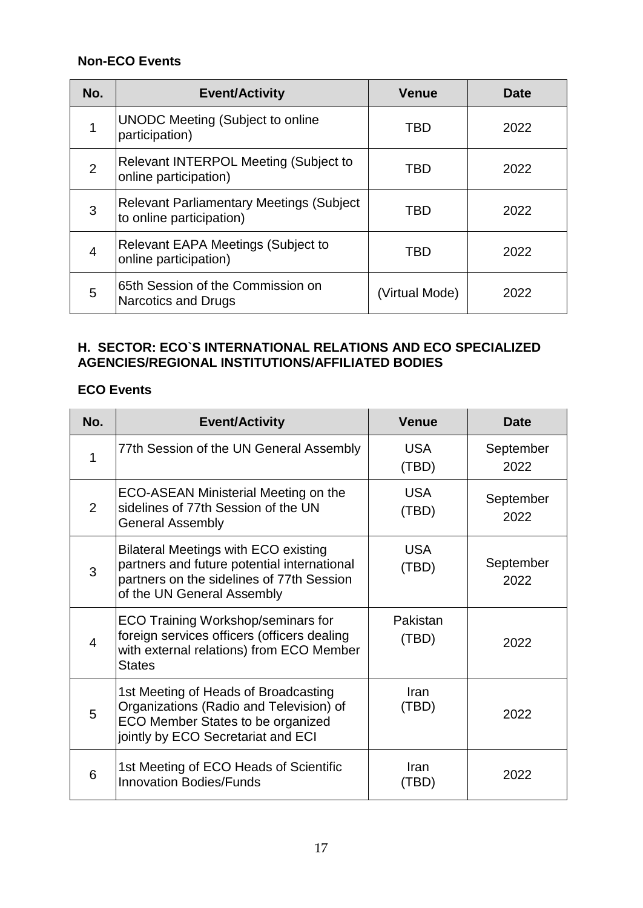**Non-ECO Events**

| No. | Event/Activity | Venue | Date |
|---|---|---|---|
| 1 | UNODC Meeting (Subject to online participation) | TBD | 2022 |
| 2 | Relevant INTERPOL Meeting (Subject to online participation) | TBD | 2022 |
| 3 | Relevant Parliamentary Meetings (Subject to online participation) | TBD | 2022 |
| 4 | Relevant EAPA Meetings (Subject to online participation) | TBD | 2022 |
| 5 | 65th Session of the Commission on Narcotics and Drugs | (Virtual Mode) | 2022 |

### H. SECTOR: ECO`S INTERNATIONAL RELATIONS AND ECO SPECIALIZED AGENCIES/REGIONAL INSTITUTIONS/AFFILIATED BODIES

**ECO Events**

| No. | Event/Activity | Venue | Date |
|---|---|---|---|
| 1 | 77th Session of the UN General Assembly | USA (TBD) | September 2022 |
| 2 | ECO-ASEAN Ministerial Meeting on the sidelines of 77th Session of the UN General Assembly | USA (TBD) | September 2022 |
| 3 | Bilateral Meetings with ECO existing partners and future potential international partners on the sidelines of 77th Session of the UN General Assembly | USA (TBD) | September 2022 |
| 4 | ECO Training Workshop/seminars for foreign services officers (officers dealing with external relations) from ECO Member States | Pakistan (TBD) | 2022 |
| 5 | 1st Meeting of Heads of Broadcasting Organizations (Radio and Television) of ECO Member States to be organized jointly by ECO Secretariat and ECI | Iran (TBD) | 2022 |
| 6 | 1st Meeting of ECO Heads of Scientific Innovation Bodies/Funds | Iran (TBD) | 2022 |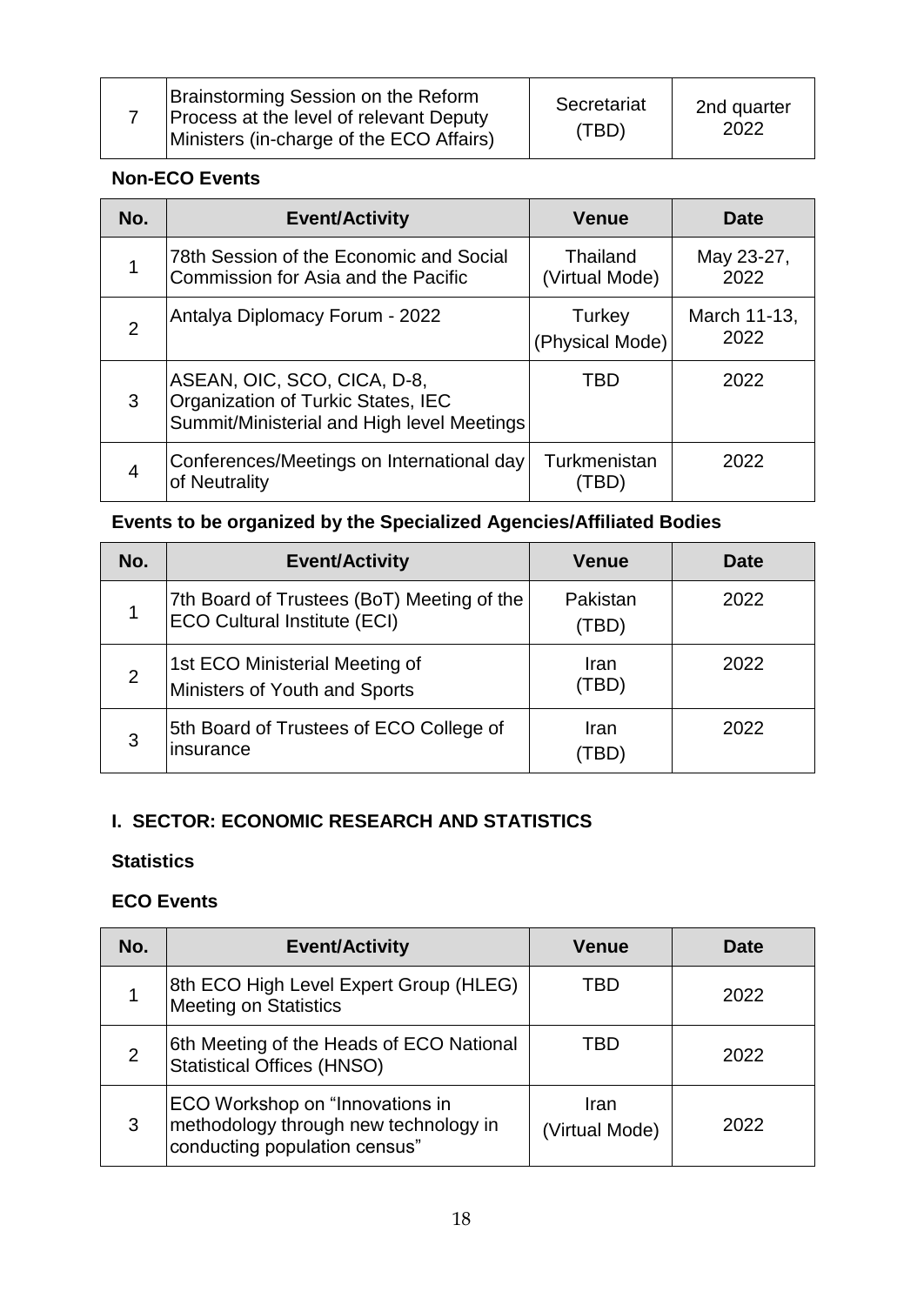| 7 | Brainstorming Session on the Reform Process at the level of relevant Deputy Ministers (in-charge of the ECO Affairs) | Secretariat (TBD) | 2nd quarter 2022 |
|---|---|---|---|

**Non-ECO Events**

| No. | Event/Activity | Venue | Date |
|---|---|---|---|
| 1 | 78th Session of the Economic and Social Commission for Asia and the Pacific | Thailand (Virtual Mode) | May 23-27, 2022 |
| 2 | Antalya Diplomacy Forum - 2022 | Turkey (Physical Mode) | March 11-13, 2022 |
| 3 | ASEAN, OIC, SCO, CICA, D-8, Organization of Turkic States, IEC Summit/Ministerial and High level Meetings | TBD | 2022 |
| 4 | Conferences/Meetings on International day of Neutrality | Turkmenistan (TBD) | 2022 |

**Events to be organized by the Specialized Agencies/Affiliated Bodies**

| No. | Event/Activity | Venue | Date |
|---|---|---|---|
| 1 | 7th Board of Trustees (BoT) Meeting of the ECO Cultural Institute (ECI) | Pakistan (TBD) | 2022 |
| 2 | 1st ECO Ministerial Meeting of Ministers of Youth and Sports | Iran (TBD) | 2022 |
| 3 | 5th Board of Trustees of ECO College of insurance | Iran (TBD) | 2022 |

## I. SECTOR: ECONOMIC RESEARCH AND STATISTICS

**Statistics**

**ECO Events**

| No. | Event/Activity | Venue | Date |
|---|---|---|---|
| 1 | 8th ECO High Level Expert Group (HLEG) Meeting on Statistics | TBD | 2022 |
| 2 | 6th Meeting of the Heads of ECO National Statistical Offices (HNSO) | TBD | 2022 |
| 3 | ECO Workshop on "Innovations in methodology through new technology in conducting population census" | Iran (Virtual Mode) | 2022 |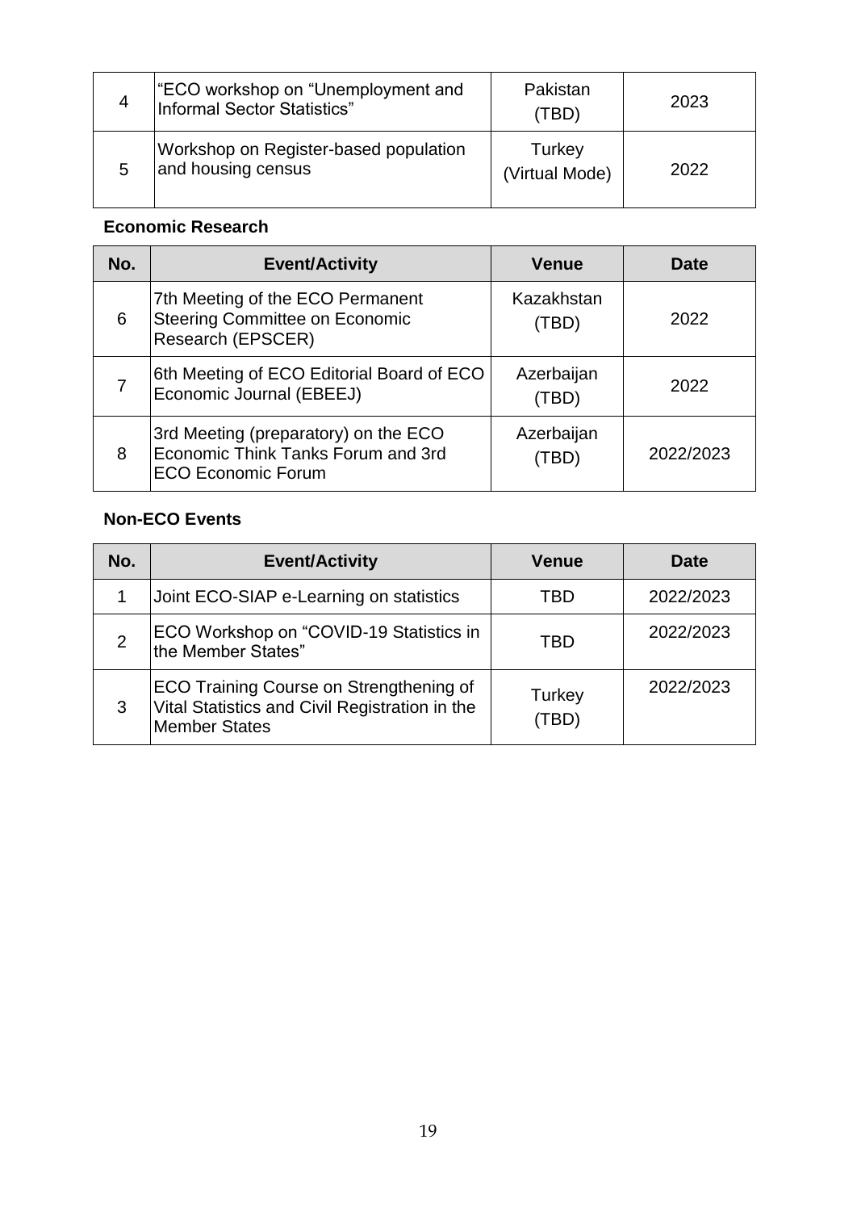| | | | |
|---|---|---|---|
| 4 | "ECO workshop on "Unemployment and Informal Sector Statistics" | Pakistan (TBD) | 2023 |
| 5 | Workshop on Register-based population and housing census | Turkey (Virtual Mode) | 2022 |

**Economic Research**

| No. | Event/Activity | Venue | Date |
|---|---|---|---|
| 6 | 7th Meeting of the ECO Permanent Steering Committee on Economic Research (EPSCER) | Kazakhstan (TBD) | 2022 |
| 7 | 6th Meeting of ECO Editorial Board of ECO Economic Journal (EBEEJ) | Azerbaijan (TBD) | 2022 |
| 8 | 3rd Meeting (preparatory) on the ECO Economic Think Tanks Forum and 3rd ECO Economic Forum | Azerbaijan (TBD) | 2022/2023 |

**Non-ECO Events**

| No. | Event/Activity | Venue | Date |
|---|---|---|---|
| 1 | Joint ECO-SIAP e-Learning on statistics | TBD | 2022/2023 |
| 2 | ECO Workshop on "COVID-19 Statistics in the Member States" | TBD | 2022/2023 |
| 3 | ECO Training Course on Strengthening of Vital Statistics and Civil Registration in the Member States | Turkey (TBD) | 2022/2023 |